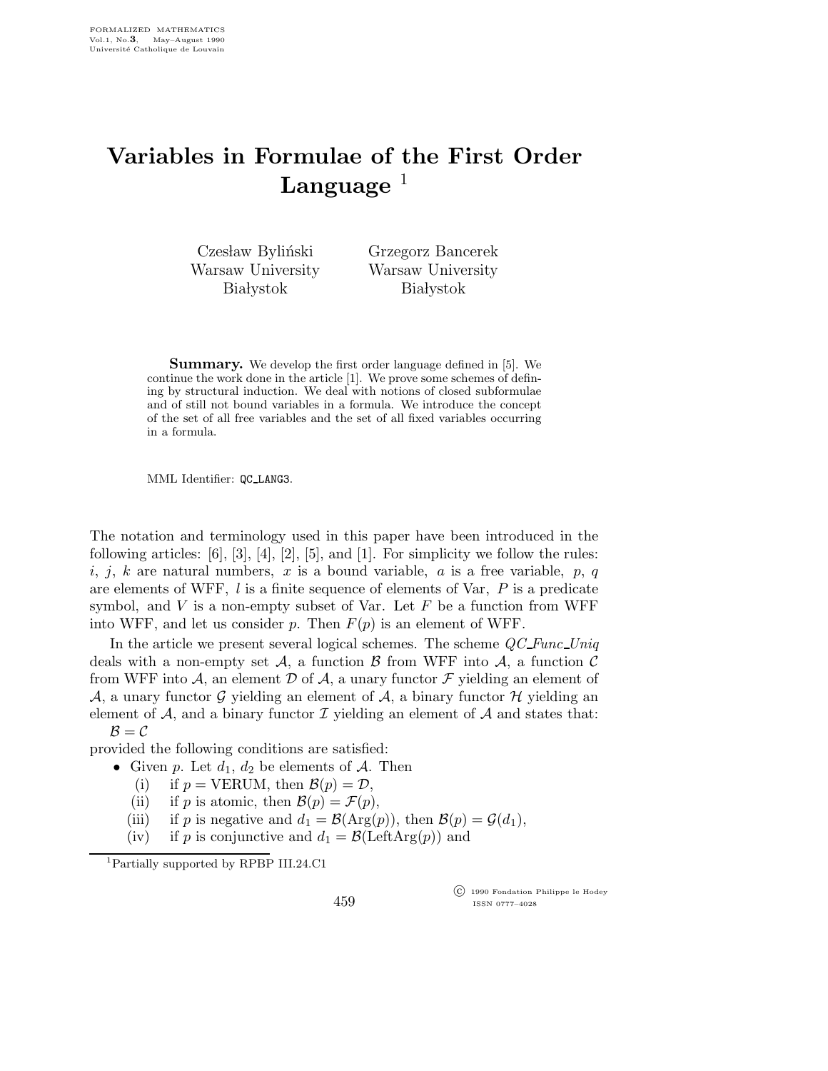# Variables in Formulae of the First Order Language [1]

Czesław Byliński
Warsaw University
Białystok

Grzegorz Bancerek
Warsaw University
Białystok

**Summary.** We develop the first order language defined in [5]. We continue the work done in the article [1]. We prove some schemes of defining by structural induction. We deal with notions of closed subformulae and of still not bound variables in a formula. We introduce the concept of the set of all free variables and the set of all fixed variables occurring in a formula.

MML Identifier: QC_LANG3.

The notation and terminology used in this paper have been introduced in the following articles: [6], [3], [4], [2], [5], and [1]. For simplicity we follow the rules: $i$, $j$, $k$ are natural numbers, $x$ is a bound variable, $a$ is a free variable, $p$, $q$ are elements of WFF, $l$ is a finite sequence of elements of Var, $P$ is a predicate symbol, and $V$ is a non-empty subset of Var. Let $F$ be a function from WFF into WFF, and let us consider $p$. Then $F(p)$ is an element of WFF.

In the article we present several logical schemes. The scheme *QC_Func_Uniq* deals with a non-empty set $\mathcal{A}$, a function $\mathcal{B}$ from WFF into $\mathcal{A}$, a function $\mathcal{C}$ from WFF into $\mathcal{A}$, an element $\mathcal{D}$ of $\mathcal{A}$, a unary functor $\mathcal{F}$ yielding an element of $\mathcal{A}$, a unary functor $\mathcal{G}$ yielding an element of $\mathcal{A}$, a binary functor $\mathcal{H}$ yielding an element of $\mathcal{A}$, and a binary functor $\mathcal{I}$ yielding an element of $\mathcal{A}$ and states that:

$\mathcal{B} = \mathcal{C}$

provided the following conditions are satisfied:

- Given $p$. Let $d_1$, $d_2$ be elements of $\mathcal{A}$. Then
  - (i) if $p =$ VERUM, then $\mathcal{B}(p) = \mathcal{D}$,
  - (ii) if $p$ is atomic, then $\mathcal{B}(p) = \mathcal{F}(p)$,
  - (iii) if $p$ is negative and $d_1 = \mathcal{B}(\text{Arg}(p))$, then $\mathcal{B}(p) = \mathcal{G}(d_1)$,
  - (iv) if $p$ is conjunctive and $d_1 = \mathcal{B}(\text{LeftArg}(p))$ and

[1] Partially supported by RPBP III.24.C1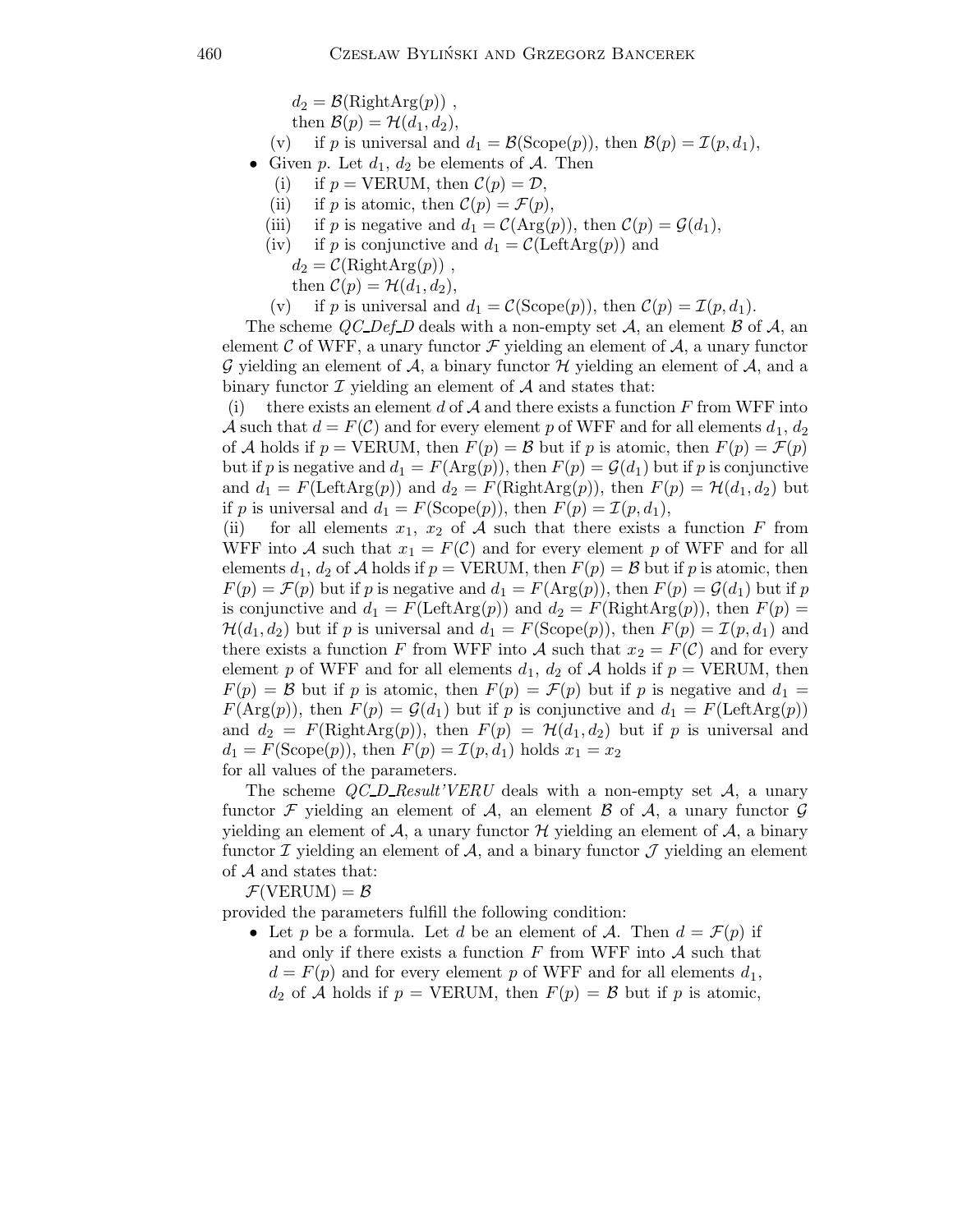$d_2 = \mathcal{B}(\text{RightArg}(p))$ ,
then $\mathcal{B}(p) = \mathcal{H}(d_1, d_2)$,

(v) if $p$ is universal and $d_1 = \mathcal{B}(\text{Scope}(p))$, then $\mathcal{B}(p) = \mathcal{I}(p, d_1)$,

- Given $p$. Let $d_1$, $d_2$ be elements of $\mathcal{A}$. Then
  - (i) if $p = \text{VERUM}$, then $\mathcal{C}(p) = \mathcal{D}$,
  - (ii) if $p$ is atomic, then $\mathcal{C}(p) = \mathcal{F}(p)$,
  - (iii) if $p$ is negative and $d_1 = \mathcal{C}(\text{Arg}(p))$, then $\mathcal{C}(p) = \mathcal{G}(d_1)$,
  - (iv) if $p$ is conjunctive and $d_1 = \mathcal{C}(\text{LeftArg}(p))$ and $d_2 = \mathcal{C}(\text{RightArg}(p))$ , then $\mathcal{C}(p) = \mathcal{H}(d_1, d_2)$,
  - (v) if $p$ is universal and $d_1 = \mathcal{C}(\text{Scope}(p))$, then $\mathcal{C}(p) = \mathcal{I}(p, d_1)$.

The scheme *QC_Def_D* deals with a non-empty set $\mathcal{A}$, an element $\mathcal{B}$ of $\mathcal{A}$, an element $\mathcal{C}$ of WFF, a unary functor $\mathcal{F}$ yielding an element of $\mathcal{A}$, a unary functor $\mathcal{G}$ yielding an element of $\mathcal{A}$, a binary functor $\mathcal{H}$ yielding an element of $\mathcal{A}$, and a binary functor $\mathcal{I}$ yielding an element of $\mathcal{A}$ and states that:

(i) there exists an element $d$ of $\mathcal{A}$ and there exists a function $F$ from WFF into $\mathcal{A}$ such that $d = F(\mathcal{C})$ and for every element $p$ of WFF and for all elements $d_1$, $d_2$ of $\mathcal{A}$ holds if $p = \text{VERUM}$, then $F(p) = \mathcal{B}$ but if $p$ is atomic, then $F(p) = \mathcal{F}(p)$ but if $p$ is negative and $d_1 = F(\text{Arg}(p))$, then $F(p) = \mathcal{G}(d_1)$ but if $p$ is conjunctive and $d_1 = F(\text{LeftArg}(p))$ and $d_2 = F(\text{RightArg}(p))$, then $F(p) = \mathcal{H}(d_1, d_2)$ but if $p$ is universal and $d_1 = F(\text{Scope}(p))$, then $F(p) = \mathcal{I}(p, d_1)$,

(ii) for all elements $x_1$, $x_2$ of $\mathcal{A}$ such that there exists a function $F$ from WFF into $\mathcal{A}$ such that $x_1 = F(\mathcal{C})$ and for every element $p$ of WFF and for all elements $d_1$, $d_2$ of $\mathcal{A}$ holds if $p = \text{VERUM}$, then $F(p) = \mathcal{B}$ but if $p$ is atomic, then $F(p) = \mathcal{F}(p)$ but if $p$ is negative and $d_1 = F(\text{Arg}(p))$, then $F(p) = \mathcal{G}(d_1)$ but if $p$ is conjunctive and $d_1 = F(\text{LeftArg}(p))$ and $d_2 = F(\text{RightArg}(p))$, then $F(p) = \mathcal{H}(d_1, d_2)$ but if $p$ is universal and $d_1 = F(\text{Scope}(p))$, then $F(p) = \mathcal{I}(p, d_1)$ and there exists a function $F$ from WFF into $\mathcal{A}$ such that $x_2 = F(\mathcal{C})$ and for every element $p$ of WFF and for all elements $d_1$, $d_2$ of $\mathcal{A}$ holds if $p = \text{VERUM}$, then $F(p) = \mathcal{B}$ but if $p$ is atomic, then $F(p) = \mathcal{F}(p)$ but if $p$ is negative and $d_1 = F(\text{Arg}(p))$, then $F(p) = \mathcal{G}(d_1)$ but if $p$ is conjunctive and $d_1 = F(\text{LeftArg}(p))$ and $d_2 = F(\text{RightArg}(p))$, then $F(p) = \mathcal{H}(d_1, d_2)$ but if $p$ is universal and $d_1 = F(\text{Scope}(p))$, then $F(p) = \mathcal{I}(p, d_1)$ holds $x_1 = x_2$

for all values of the parameters.

The scheme *QC_D_Result'VERU* deals with a non-empty set $\mathcal{A}$, a unary functor $\mathcal{F}$ yielding an element of $\mathcal{A}$, an element $\mathcal{B}$ of $\mathcal{A}$, a unary functor $\mathcal{G}$ yielding an element of $\mathcal{A}$, a unary functor $\mathcal{H}$ yielding an element of $\mathcal{A}$, a binary functor $\mathcal{I}$ yielding an element of $\mathcal{A}$, and a binary functor $\mathcal{J}$ yielding an element of $\mathcal{A}$ and states that:

$\mathcal{F}(\text{VERUM}) = \mathcal{B}$

provided the parameters fulfill the following condition:

- Let $p$ be a formula. Let $d$ be an element of $\mathcal{A}$. Then $d = \mathcal{F}(p)$ if and only if there exists a function $F$ from WFF into $\mathcal{A}$ such that $d = F(p)$ and for every element $p$ of WFF and for all elements $d_1$, $d_2$ of $\mathcal{A}$ holds if $p = \text{VERUM}$, then $F(p) = \mathcal{B}$ but if $p$ is atomic,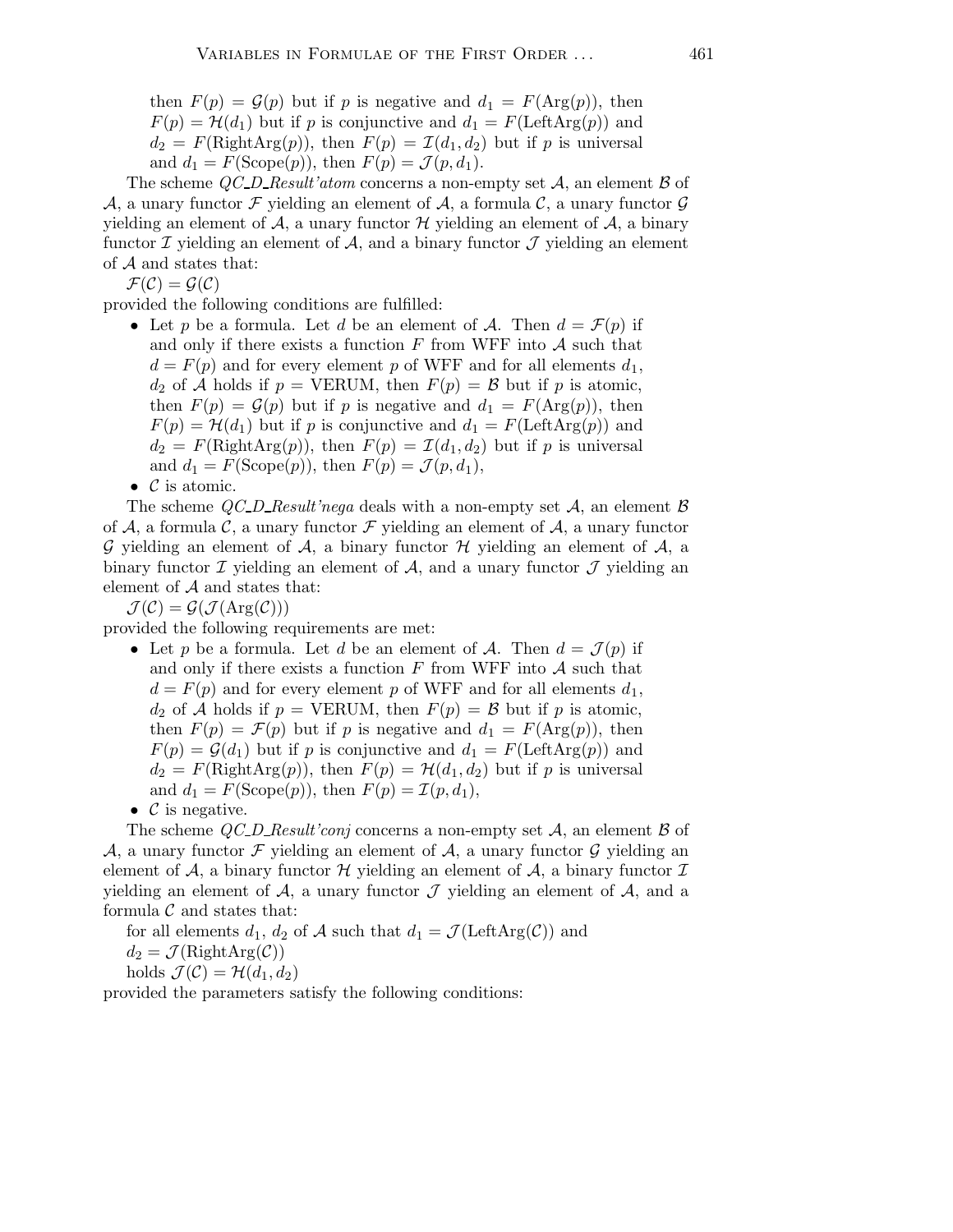then $F(p) = \mathcal{G}(p)$ but if $p$ is negative and $d_1 = F(\mathrm{Arg}(p))$, then $F(p) = \mathcal{H}(d_1)$ but if $p$ is conjunctive and $d_1 = F(\mathrm{LeftArg}(p))$ and $d_2 = F(\mathrm{RightArg}(p))$, then $F(p) = \mathcal{I}(d_1, d_2)$ but if $p$ is universal and $d_1 = F(\mathrm{Scope}(p))$, then $F(p) = \mathcal{J}(p, d_1)$.

The scheme *QC_D_Result'atom* concerns a non-empty set $\mathcal{A}$, an element $\mathcal{B}$ of $\mathcal{A}$, a unary functor $\mathcal{F}$ yielding an element of $\mathcal{A}$, a formula $\mathcal{C}$, a unary functor $\mathcal{G}$ yielding an element of $\mathcal{A}$, a unary functor $\mathcal{H}$ yielding an element of $\mathcal{A}$, a binary functor $\mathcal{I}$ yielding an element of $\mathcal{A}$, and a binary functor $\mathcal{J}$ yielding an element of $\mathcal{A}$ and states that:

$\mathcal{F}(\mathcal{C}) = \mathcal{G}(\mathcal{C})$

provided the following conditions are fulfilled:

- Let $p$ be a formula. Let $d$ be an element of $\mathcal{A}$. Then $d = \mathcal{F}(p)$ if and only if there exists a function $F$ from WFF into $\mathcal{A}$ such that $d = F(p)$ and for every element $p$ of WFF and for all elements $d_1$, $d_2$ of $\mathcal{A}$ holds if $p =$ VERUM, then $F(p) = \mathcal{B}$ but if $p$ is atomic, then $F(p) = \mathcal{G}(p)$ but if $p$ is negative and $d_1 = F(\mathrm{Arg}(p))$, then $F(p) = \mathcal{H}(d_1)$ but if $p$ is conjunctive and $d_1 = F(\mathrm{LeftArg}(p))$ and $d_2 = F(\mathrm{RightArg}(p))$, then $F(p) = \mathcal{I}(d_1, d_2)$ but if $p$ is universal and $d_1 = F(\mathrm{Scope}(p))$, then $F(p) = \mathcal{J}(p, d_1)$,
- $\mathcal{C}$ is atomic.

The scheme *QC_D_Result'nega* deals with a non-empty set $\mathcal{A}$, an element $\mathcal{B}$ of $\mathcal{A}$, a formula $\mathcal{C}$, a unary functor $\mathcal{F}$ yielding an element of $\mathcal{A}$, a unary functor $\mathcal{G}$ yielding an element of $\mathcal{A}$, a binary functor $\mathcal{H}$ yielding an element of $\mathcal{A}$, a binary functor $\mathcal{I}$ yielding an element of $\mathcal{A}$, and a unary functor $\mathcal{J}$ yielding an element of $\mathcal{A}$ and states that:

$\mathcal{J}(\mathcal{C}) = \mathcal{G}(\mathcal{J}(\mathrm{Arg}(\mathcal{C})))$

provided the following requirements are met:

- Let $p$ be a formula. Let $d$ be an element of $\mathcal{A}$. Then $d = \mathcal{J}(p)$ if and only if there exists a function $F$ from WFF into $\mathcal{A}$ such that $d = F(p)$ and for every element $p$ of WFF and for all elements $d_1$, $d_2$ of $\mathcal{A}$ holds if $p =$ VERUM, then $F(p) = \mathcal{B}$ but if $p$ is atomic, then $F(p) = \mathcal{F}(p)$ but if $p$ is negative and $d_1 = F(\mathrm{Arg}(p))$, then $F(p) = \mathcal{G}(d_1)$ but if $p$ is conjunctive and $d_1 = F(\mathrm{LeftArg}(p))$ and $d_2 = F(\mathrm{RightArg}(p))$, then $F(p) = \mathcal{H}(d_1, d_2)$ but if $p$ is universal and $d_1 = F(\mathrm{Scope}(p))$, then $F(p) = \mathcal{I}(p, d_1)$,
- $\mathcal{C}$ is negative.

The scheme *QC_D_Result'conj* concerns a non-empty set $\mathcal{A}$, an element $\mathcal{B}$ of $\mathcal{A}$, a unary functor $\mathcal{F}$ yielding an element of $\mathcal{A}$, a unary functor $\mathcal{G}$ yielding an element of $\mathcal{A}$, a binary functor $\mathcal{H}$ yielding an element of $\mathcal{A}$, a binary functor $\mathcal{I}$ yielding an element of $\mathcal{A}$, a unary functor $\mathcal{J}$ yielding an element of $\mathcal{A}$, and a formula $\mathcal{C}$ and states that:

for all elements $d_1$, $d_2$ of $\mathcal{A}$ such that $d_1 = \mathcal{J}(\mathrm{LeftArg}(\mathcal{C}))$ and $d_2 = \mathcal{J}(\mathrm{RightArg}(\mathcal{C}))$ holds $\mathcal{J}(\mathcal{C}) = \mathcal{H}(d_1, d_2)$

provided the parameters satisfy the following conditions: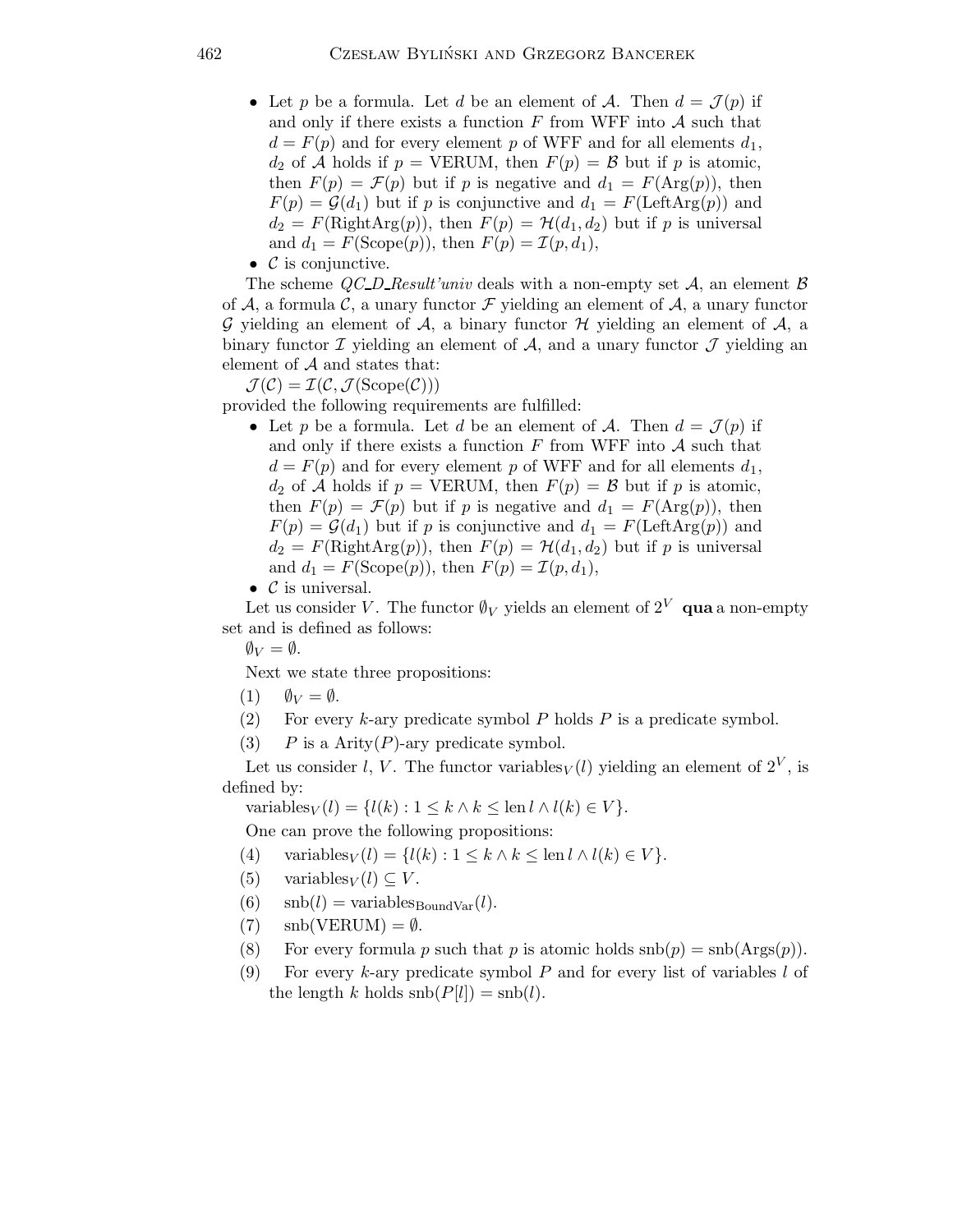- Let $p$ be a formula. Let $d$ be an element of $\mathcal{A}$. Then $d = \mathcal{J}(p)$ if and only if there exists a function $F$ from WFF into $\mathcal{A}$ such that $d = F(p)$ and for every element $p$ of WFF and for all elements $d_1$, $d_2$ of $\mathcal{A}$ holds if $p = \text{VERUM}$, then $F(p) = \mathcal{B}$ but if $p$ is atomic, then $F(p) = \mathcal{F}(p)$ but if $p$ is negative and $d_1 = F(\text{Arg}(p))$, then $F(p) = \mathcal{G}(d_1)$ but if $p$ is conjunctive and $d_1 = F(\text{LeftArg}(p))$ and $d_2 = F(\text{RightArg}(p))$, then $F(p) = \mathcal{H}(d_1, d_2)$ but if $p$ is universal and $d_1 = F(\text{Scope}(p))$, then $F(p) = \mathcal{I}(p, d_1)$,
- $\mathcal{C}$ is conjunctive.

The scheme *QC_D_Result'univ* deals with a non-empty set $\mathcal{A}$, an element $\mathcal{B}$ of $\mathcal{A}$, a formula $\mathcal{C}$, a unary functor $\mathcal{F}$ yielding an element of $\mathcal{A}$, a unary functor $\mathcal{G}$ yielding an element of $\mathcal{A}$, a binary functor $\mathcal{H}$ yielding an element of $\mathcal{A}$, a binary functor $\mathcal{I}$ yielding an element of $\mathcal{A}$, and a unary functor $\mathcal{J}$ yielding an element of $\mathcal{A}$ and states that:

$\mathcal{J}(\mathcal{C}) = \mathcal{I}(\mathcal{C}, \mathcal{J}(\text{Scope}(\mathcal{C})))$

provided the following requirements are fulfilled:

- Let $p$ be a formula. Let $d$ be an element of $\mathcal{A}$. Then $d = \mathcal{J}(p)$ if and only if there exists a function $F$ from WFF into $\mathcal{A}$ such that $d = F(p)$ and for every element $p$ of WFF and for all elements $d_1$, $d_2$ of $\mathcal{A}$ holds if $p = \text{VERUM}$, then $F(p) = \mathcal{B}$ but if $p$ is atomic, then $F(p) = \mathcal{F}(p)$ but if $p$ is negative and $d_1 = F(\text{Arg}(p))$, then $F(p) = \mathcal{G}(d_1)$ but if $p$ is conjunctive and $d_1 = F(\text{LeftArg}(p))$ and $d_2 = F(\text{RightArg}(p))$, then $F(p) = \mathcal{H}(d_1, d_2)$ but if $p$ is universal and $d_1 = F(\text{Scope}(p))$, then $F(p) = \mathcal{I}(p, d_1)$,
- $\mathcal{C}$ is universal.

Let us consider $V$. The functor $\emptyset_V$ yields an element of $2^V$ **qua** a non-empty set and is defined as follows:

$\emptyset_V = \emptyset$.

Next we state three propositions:

(1) $\emptyset_V = \emptyset$.

(2) For every $k$-ary predicate symbol $P$ holds $P$ is a predicate symbol.

(3) $P$ is a $\text{Arity}(P)$-ary predicate symbol.

Let us consider $l$, $V$. The functor $\text{variables}_V(l)$ yielding an element of $2^V$, is defined by:

$\text{variables}_V(l) = \{l(k) : 1 \leq k \wedge k \leq \text{len}\, l \wedge l(k) \in V\}$.

One can prove the following propositions:

(4) $\text{variables}_V(l) = \{l(k) : 1 \leq k \wedge k \leq \text{len}\, l \wedge l(k) \in V\}$.

(5) $\text{variables}_V(l) \subseteq V$.

(6) $\text{snb}(l) = \text{variables}_{\text{BoundVar}}(l)$.

(7) $\text{snb}(\text{VERUM}) = \emptyset$.

(8) For every formula $p$ such that $p$ is atomic holds $\text{snb}(p) = \text{snb}(\text{Args}(p))$.

(9) For every $k$-ary predicate symbol $P$ and for every list of variables $l$ of the length $k$ holds $\text{snb}(P[l]) = \text{snb}(l)$.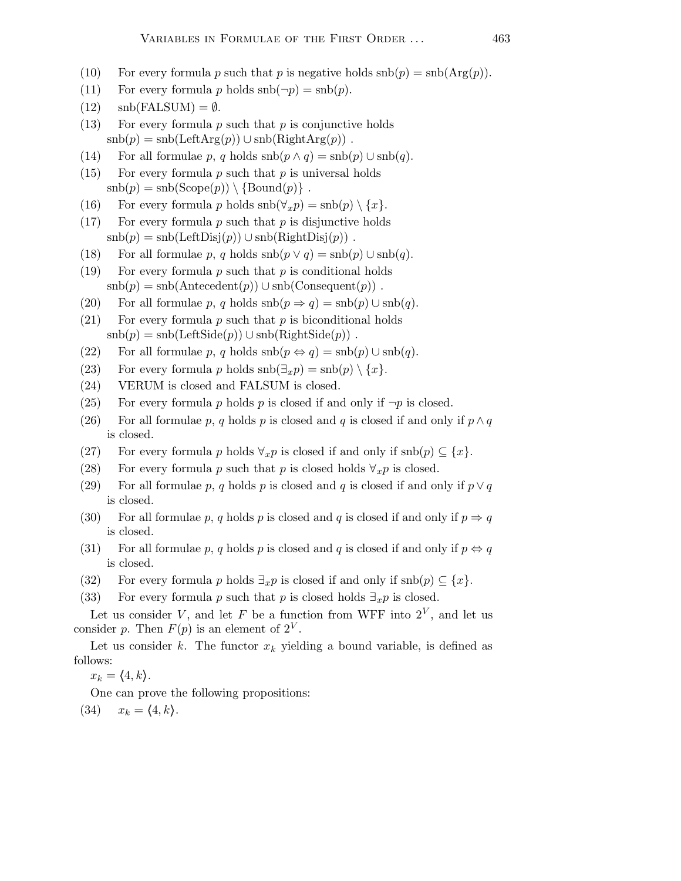(10) For every formula $p$ such that $p$ is negative holds $\mathrm{snb}(p) = \mathrm{snb}(\mathrm{Arg}(p))$.

(11) For every formula $p$ holds $\mathrm{snb}(\neg p) = \mathrm{snb}(p)$.

(12) $\mathrm{snb}(\mathrm{FALSUM}) = \emptyset$.

(13) For every formula $p$ such that $p$ is conjunctive holds $\mathrm{snb}(p) = \mathrm{snb}(\mathrm{LeftArg}(p)) \cup \mathrm{snb}(\mathrm{RightArg}(p))$ .

(14) For all formulae $p$, $q$ holds $\mathrm{snb}(p \wedge q) = \mathrm{snb}(p) \cup \mathrm{snb}(q)$.

(15) For every formula $p$ such that $p$ is universal holds $\mathrm{snb}(p) = \mathrm{snb}(\mathrm{Scope}(p)) \setminus \{\mathrm{Bound}(p)\}$ .

(16) For every formula $p$ holds $\mathrm{snb}(\forall_x p) = \mathrm{snb}(p) \setminus \{x\}$.

(17) For every formula $p$ such that $p$ is disjunctive holds $\mathrm{snb}(p) = \mathrm{snb}(\mathrm{LeftDisj}(p)) \cup \mathrm{snb}(\mathrm{RightDisj}(p))$ .

(18) For all formulae $p$, $q$ holds $\mathrm{snb}(p \vee q) = \mathrm{snb}(p) \cup \mathrm{snb}(q)$.

(19) For every formula $p$ such that $p$ is conditional holds $\mathrm{snb}(p) = \mathrm{snb}(\mathrm{Antecedent}(p)) \cup \mathrm{snb}(\mathrm{Consequent}(p))$ .

(20) For all formulae $p$, $q$ holds $\mathrm{snb}(p \Rightarrow q) = \mathrm{snb}(p) \cup \mathrm{snb}(q)$.

(21) For every formula $p$ such that $p$ is biconditional holds $\mathrm{snb}(p) = \mathrm{snb}(\mathrm{LeftSide}(p)) \cup \mathrm{snb}(\mathrm{RightSide}(p))$ .

(22) For all formulae $p$, $q$ holds $\mathrm{snb}(p \Leftrightarrow q) = \mathrm{snb}(p) \cup \mathrm{snb}(q)$.

(23) For every formula $p$ holds $\mathrm{snb}(\exists_x p) = \mathrm{snb}(p) \setminus \{x\}$.

(24) VERUM is closed and FALSUM is closed.

(25) For every formula $p$ holds $p$ is closed if and only if $\neg p$ is closed.

(26) For all formulae $p$, $q$ holds $p$ is closed and $q$ is closed if and only if $p \wedge q$ is closed.

(27) For every formula $p$ holds $\forall_x p$ is closed if and only if $\mathrm{snb}(p) \subseteq \{x\}$.

(28) For every formula $p$ such that $p$ is closed holds $\forall_x p$ is closed.

(29) For all formulae $p$, $q$ holds $p$ is closed and $q$ is closed if and only if $p \vee q$ is closed.

(30) For all formulae $p$, $q$ holds $p$ is closed and $q$ is closed if and only if $p \Rightarrow q$ is closed.

(31) For all formulae $p$, $q$ holds $p$ is closed and $q$ is closed if and only if $p \Leftrightarrow q$ is closed.

(32) For every formula $p$ holds $\exists_x p$ is closed if and only if $\mathrm{snb}(p) \subseteq \{x\}$.

(33) For every formula $p$ such that $p$ is closed holds $\exists_x p$ is closed.

Let us consider $V$, and let $F$ be a function from WFF into $2^V$, and let us consider $p$. Then $F(p)$ is an element of $2^V$.

Let us consider $k$. The functor $x_k$ yielding a bound variable, is defined as follows:

$x_k = \langle 4, k \rangle$.

One can prove the following propositions:

(34) $x_k = \langle 4, k \rangle$.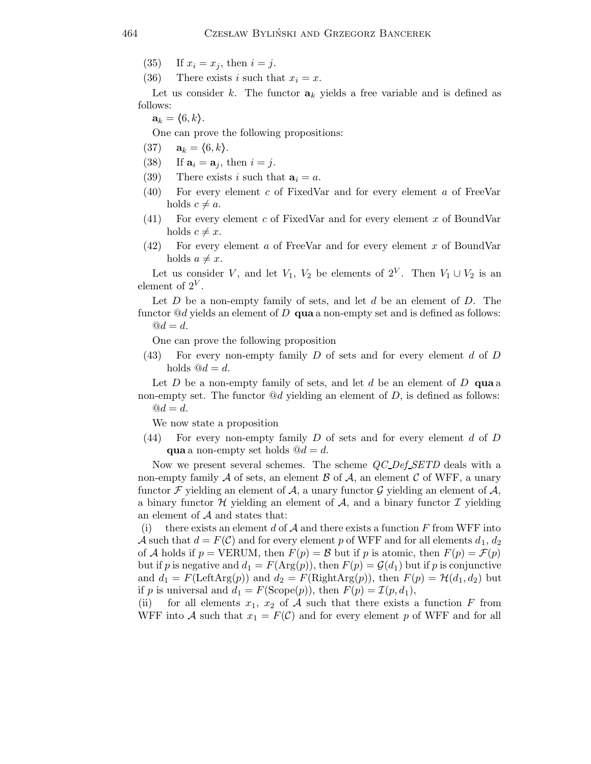(35) If $x_i = x_j$, then $i = j$.

(36) There exists $i$ such that $x_i = x$.

Let us consider $k$. The functor $\mathbf{a}_k$ yields a free variable and is defined as follows:

$\mathbf{a}_k = \langle 6, k \rangle$.

One can prove the following propositions:

(37) $\mathbf{a}_k = \langle 6, k \rangle$.

(38) If $\mathbf{a}_i = \mathbf{a}_j$, then $i = j$.

(39) There exists $i$ such that $\mathbf{a}_i = a$.

(40) For every element $c$ of FixedVar and for every element $a$ of FreeVar holds $c \neq a$.

(41) For every element $c$ of FixedVar and for every element $x$ of BoundVar holds $c \neq x$.

(42) For every element $a$ of FreeVar and for every element $x$ of BoundVar holds $a \neq x$.

Let us consider $V$, and let $V_1$, $V_2$ be elements of $2^V$. Then $V_1 \cup V_2$ is an element of $2^V$.

Let $D$ be a non-empty family of sets, and let $d$ be an element of $D$. The functor $@d$ yields an element of $D$ **qua** a non-empty set and is defined as follows:

$@d = d$.

One can prove the following proposition

(43) For every non-empty family $D$ of sets and for every element $d$ of $D$ holds $@d = d$.

Let $D$ be a non-empty family of sets, and let $d$ be an element of $D$ **qua** a non-empty set. The functor $@d$ yielding an element of $D$, is defined as follows:

$@d = d$.

We now state a proposition

(44) For every non-empty family $D$ of sets and for every element $d$ of $D$ **qua** a non-empty set holds $@d = d$.

Now we present several schemes. The scheme *QC_Def_SETD* deals with a non-empty family $\mathcal{A}$ of sets, an element $\mathcal{B}$ of $\mathcal{A}$, an element $\mathcal{C}$ of WFF, a unary functor $\mathcal{F}$ yielding an element of $\mathcal{A}$, a unary functor $\mathcal{G}$ yielding an element of $\mathcal{A}$, a binary functor $\mathcal{H}$ yielding an element of $\mathcal{A}$, and a binary functor $\mathcal{I}$ yielding an element of $\mathcal{A}$ and states that:

(i) there exists an element $d$ of $\mathcal{A}$ and there exists a function $F$ from WFF into $\mathcal{A}$ such that $d = F(\mathcal{C})$ and for every element $p$ of WFF and for all elements $d_1$, $d_2$ of $\mathcal{A}$ holds if $p = \text{VERUM}$, then $F(p) = \mathcal{B}$ but if $p$ is atomic, then $F(p) = \mathcal{F}(p)$ but if $p$ is negative and $d_1 = F(\text{Arg}(p))$, then $F(p) = \mathcal{G}(d_1)$ but if $p$ is conjunctive and $d_1 = F(\text{LeftArg}(p))$ and $d_2 = F(\text{RightArg}(p))$, then $F(p) = \mathcal{H}(d_1, d_2)$ but if $p$ is universal and $d_1 = F(\text{Scope}(p))$, then $F(p) = \mathcal{I}(p, d_1)$,

(ii) for all elements $x_1$, $x_2$ of $\mathcal{A}$ such that there exists a function $F$ from WFF into $\mathcal{A}$ such that $x_1 = F(\mathcal{C})$ and for every element $p$ of WFF and for all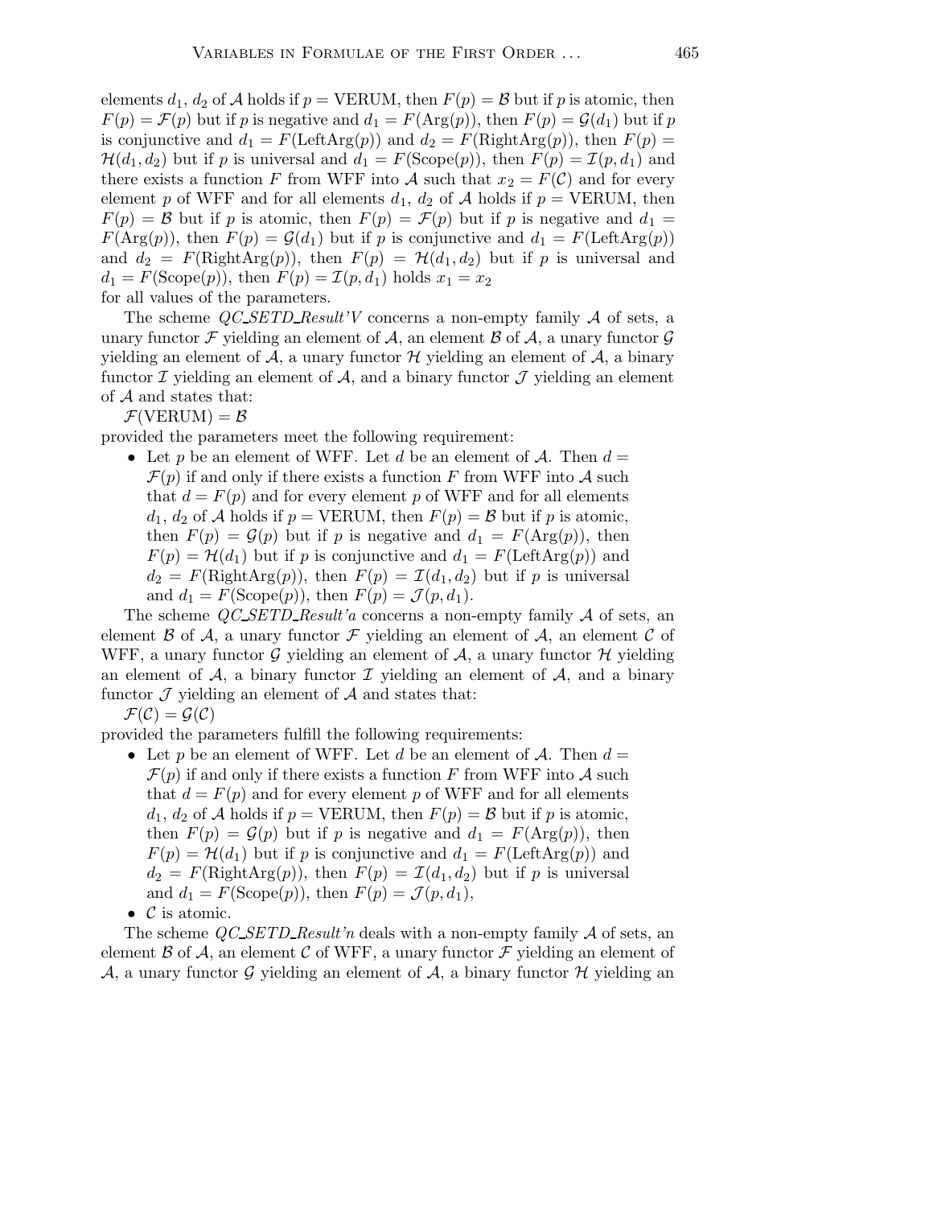elements $d_1$, $d_2$ of $\mathcal{A}$ holds if $p = \mathrm{VERUM}$, then $F(p) = \mathcal{B}$ but if $p$ is atomic, then $F(p) = \mathcal{F}(p)$ but if $p$ is negative and $d_1 = F(\mathrm{Arg}(p))$, then $F(p) = \mathcal{G}(d_1)$ but if $p$ is conjunctive and $d_1 = F(\mathrm{LeftArg}(p))$ and $d_2 = F(\mathrm{RightArg}(p))$, then $F(p) = \mathcal{H}(d_1, d_2)$ but if $p$ is universal and $d_1 = F(\mathrm{Scope}(p))$, then $F(p) = \mathcal{I}(p, d_1)$ and there exists a function $F$ from WFF into $\mathcal{A}$ such that $x_2 = F(\mathcal{C})$ and for every element $p$ of WFF and for all elements $d_1$, $d_2$ of $\mathcal{A}$ holds if $p = \mathrm{VERUM}$, then $F(p) = \mathcal{B}$ but if $p$ is atomic, then $F(p) = \mathcal{F}(p)$ but if $p$ is negative and $d_1 = F(\mathrm{Arg}(p))$, then $F(p) = \mathcal{G}(d_1)$ but if $p$ is conjunctive and $d_1 = F(\mathrm{LeftArg}(p))$ and $d_2 = F(\mathrm{RightArg}(p))$, then $F(p) = \mathcal{H}(d_1, d_2)$ but if $p$ is universal and $d_1 = F(\mathrm{Scope}(p))$, then $F(p) = \mathcal{I}(p, d_1)$ holds $x_1 = x_2$

for all values of the parameters.

The scheme *QC_SETD_Result'V* concerns a non-empty family $\mathcal{A}$ of sets, a unary functor $\mathcal{F}$ yielding an element of $\mathcal{A}$, an element $\mathcal{B}$ of $\mathcal{A}$, a unary functor $\mathcal{G}$ yielding an element of $\mathcal{A}$, a unary functor $\mathcal{H}$ yielding an element of $\mathcal{A}$, a binary functor $\mathcal{I}$ yielding an element of $\mathcal{A}$, and a binary functor $\mathcal{J}$ yielding an element of $\mathcal{A}$ and states that:

$\mathcal{F}(\mathrm{VERUM}) = \mathcal{B}$

provided the parameters meet the following requirement:

- Let $p$ be an element of WFF. Let $d$ be an element of $\mathcal{A}$. Then $d = \mathcal{F}(p)$ if and only if there exists a function $F$ from WFF into $\mathcal{A}$ such that $d = F(p)$ and for every element $p$ of WFF and for all elements $d_1$, $d_2$ of $\mathcal{A}$ holds if $p = \mathrm{VERUM}$, then $F(p) = \mathcal{B}$ but if $p$ is atomic, then $F(p) = \mathcal{G}(p)$ but if $p$ is negative and $d_1 = F(\mathrm{Arg}(p))$, then $F(p) = \mathcal{H}(d_1)$ but if $p$ is conjunctive and $d_1 = F(\mathrm{LeftArg}(p))$ and $d_2 = F(\mathrm{RightArg}(p))$, then $F(p) = \mathcal{I}(d_1, d_2)$ but if $p$ is universal and $d_1 = F(\mathrm{Scope}(p))$, then $F(p) = \mathcal{J}(p, d_1)$.

The scheme *QC_SETD_Result'a* concerns a non-empty family $\mathcal{A}$ of sets, an element $\mathcal{B}$ of $\mathcal{A}$, a unary functor $\mathcal{F}$ yielding an element of $\mathcal{A}$, an element $\mathcal{C}$ of WFF, a unary functor $\mathcal{G}$ yielding an element of $\mathcal{A}$, a unary functor $\mathcal{H}$ yielding an element of $\mathcal{A}$, a binary functor $\mathcal{I}$ yielding an element of $\mathcal{A}$, and a binary functor $\mathcal{J}$ yielding an element of $\mathcal{A}$ and states that:

$\mathcal{F}(\mathcal{C}) = \mathcal{G}(\mathcal{C})$

provided the parameters fulfill the following requirements:

- Let $p$ be an element of WFF. Let $d$ be an element of $\mathcal{A}$. Then $d = \mathcal{F}(p)$ if and only if there exists a function $F$ from WFF into $\mathcal{A}$ such that $d = F(p)$ and for every element $p$ of WFF and for all elements $d_1$, $d_2$ of $\mathcal{A}$ holds if $p = \mathrm{VERUM}$, then $F(p) = \mathcal{B}$ but if $p$ is atomic, then $F(p) = \mathcal{G}(p)$ but if $p$ is negative and $d_1 = F(\mathrm{Arg}(p))$, then $F(p) = \mathcal{H}(d_1)$ but if $p$ is conjunctive and $d_1 = F(\mathrm{LeftArg}(p))$ and $d_2 = F(\mathrm{RightArg}(p))$, then $F(p) = \mathcal{I}(d_1, d_2)$ but if $p$ is universal and $d_1 = F(\mathrm{Scope}(p))$, then $F(p) = \mathcal{J}(p, d_1)$,
- $\mathcal{C}$ is atomic.

The scheme *QC_SETD_Result'n* deals with a non-empty family $\mathcal{A}$ of sets, an element $\mathcal{B}$ of $\mathcal{A}$, an element $\mathcal{C}$ of WFF, a unary functor $\mathcal{F}$ yielding an element of $\mathcal{A}$, a unary functor $\mathcal{G}$ yielding an element of $\mathcal{A}$, a binary functor $\mathcal{H}$ yielding an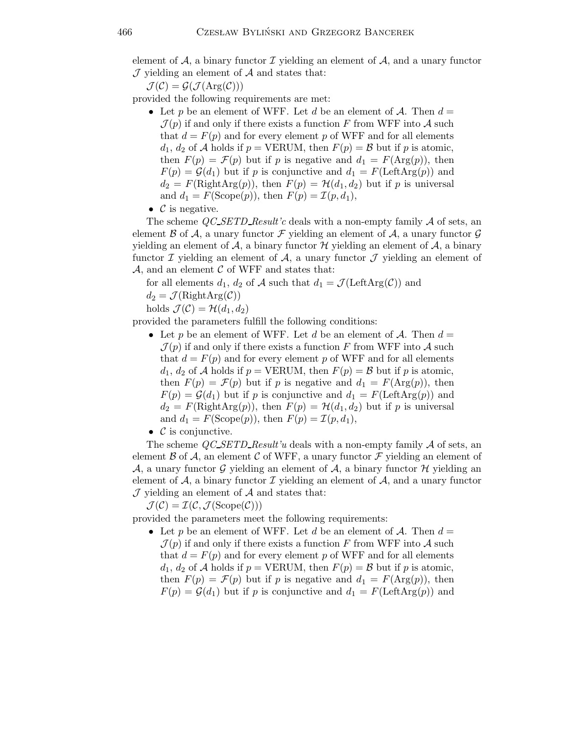element of $\mathcal{A}$, a binary functor $\mathcal{I}$ yielding an element of $\mathcal{A}$, and a unary functor $\mathcal{J}$ yielding an element of $\mathcal{A}$ and states that:

$\mathcal{J}(\mathcal{C}) = \mathcal{G}(\mathcal{J}(\mathrm{Arg}(\mathcal{C})))$

provided the following requirements are met:

- Let $p$ be an element of WFF. Let $d$ be an element of $\mathcal{A}$. Then $d = \mathcal{J}(p)$ if and only if there exists a function $F$ from WFF into $\mathcal{A}$ such that $d = F(p)$ and for every element $p$ of WFF and for all elements $d_1$, $d_2$ of $\mathcal{A}$ holds if $p = \mathrm{VERUM}$, then $F(p) = \mathcal{B}$ but if $p$ is atomic, then $F(p) = \mathcal{F}(p)$ but if $p$ is negative and $d_1 = F(\mathrm{Arg}(p))$, then $F(p) = \mathcal{G}(d_1)$ but if $p$ is conjunctive and $d_1 = F(\mathrm{LeftArg}(p))$ and $d_2 = F(\mathrm{RightArg}(p))$, then $F(p) = \mathcal{H}(d_1, d_2)$ but if $p$ is universal and $d_1 = F(\mathrm{Scope}(p))$, then $F(p) = \mathcal{I}(p, d_1)$,
- $\mathcal{C}$ is negative.

The scheme *QC_SETD_Result'c* deals with a non-empty family $\mathcal{A}$ of sets, an element $\mathcal{B}$ of $\mathcal{A}$, a unary functor $\mathcal{F}$ yielding an element of $\mathcal{A}$, a unary functor $\mathcal{G}$ yielding an element of $\mathcal{A}$, a binary functor $\mathcal{H}$ yielding an element of $\mathcal{A}$, a binary functor $\mathcal{I}$ yielding an element of $\mathcal{A}$, a unary functor $\mathcal{J}$ yielding an element of $\mathcal{A}$, and an element $\mathcal{C}$ of WFF and states that:

for all elements $d_1$, $d_2$ of $\mathcal{A}$ such that $d_1 = \mathcal{J}(\mathrm{LeftArg}(\mathcal{C}))$ and $d_2 = \mathcal{J}(\mathrm{RightArg}(\mathcal{C}))$
holds $\mathcal{J}(\mathcal{C}) = \mathcal{H}(d_1, d_2)$

provided the parameters fulfill the following conditions:

- Let $p$ be an element of WFF. Let $d$ be an element of $\mathcal{A}$. Then $d = \mathcal{J}(p)$ if and only if there exists a function $F$ from WFF into $\mathcal{A}$ such that $d = F(p)$ and for every element $p$ of WFF and for all elements $d_1$, $d_2$ of $\mathcal{A}$ holds if $p = \mathrm{VERUM}$, then $F(p) = \mathcal{B}$ but if $p$ is atomic, then $F(p) = \mathcal{F}(p)$ but if $p$ is negative and $d_1 = F(\mathrm{Arg}(p))$, then $F(p) = \mathcal{G}(d_1)$ but if $p$ is conjunctive and $d_1 = F(\mathrm{LeftArg}(p))$ and $d_2 = F(\mathrm{RightArg}(p))$, then $F(p) = \mathcal{H}(d_1, d_2)$ but if $p$ is universal and $d_1 = F(\mathrm{Scope}(p))$, then $F(p) = \mathcal{I}(p, d_1)$,
- $\mathcal{C}$ is conjunctive.

The scheme *QC_SETD_Result'u* deals with a non-empty family $\mathcal{A}$ of sets, an element $\mathcal{B}$ of $\mathcal{A}$, an element $\mathcal{C}$ of WFF, a unary functor $\mathcal{F}$ yielding an element of $\mathcal{A}$, a unary functor $\mathcal{G}$ yielding an element of $\mathcal{A}$, a binary functor $\mathcal{H}$ yielding an element of $\mathcal{A}$, a binary functor $\mathcal{I}$ yielding an element of $\mathcal{A}$, and a unary functor $\mathcal{J}$ yielding an element of $\mathcal{A}$ and states that:

$\mathcal{J}(\mathcal{C}) = \mathcal{I}(\mathcal{C}, \mathcal{J}(\mathrm{Scope}(\mathcal{C})))$

provided the parameters meet the following requirements:

- Let $p$ be an element of WFF. Let $d$ be an element of $\mathcal{A}$. Then $d = \mathcal{J}(p)$ if and only if there exists a function $F$ from WFF into $\mathcal{A}$ such that $d = F(p)$ and for every element $p$ of WFF and for all elements $d_1$, $d_2$ of $\mathcal{A}$ holds if $p = \mathrm{VERUM}$, then $F(p) = \mathcal{B}$ but if $p$ is atomic, then $F(p) = \mathcal{F}(p)$ but if $p$ is negative and $d_1 = F(\mathrm{Arg}(p))$, then $F(p) = \mathcal{G}(d_1)$ but if $p$ is conjunctive and $d_1 = F(\mathrm{LeftArg}(p))$ and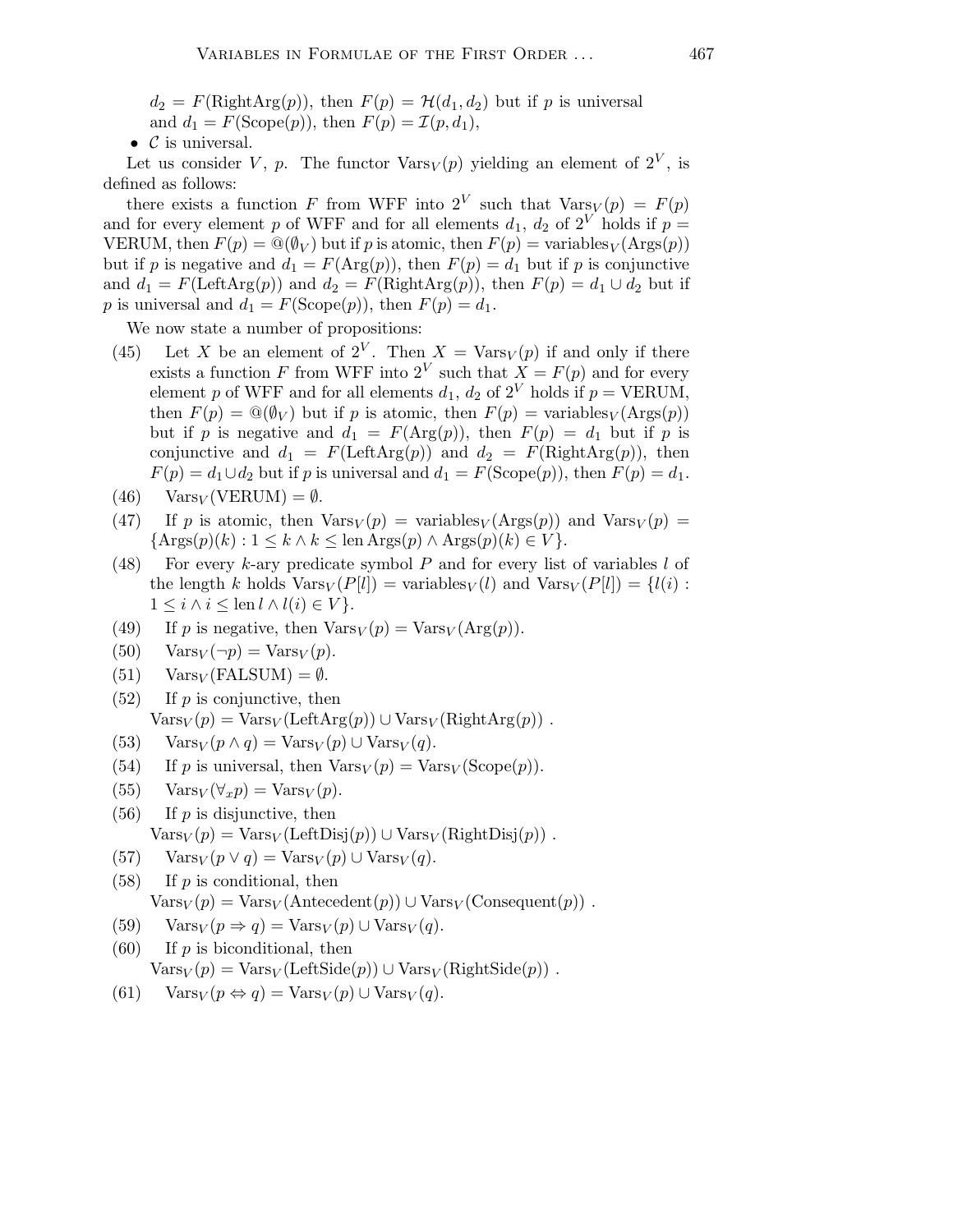$d_2 = F(\mathrm{RightArg}(p))$, then $F(p) = \mathcal{H}(d_1, d_2)$ but if $p$ is universal and $d_1 = F(\mathrm{Scope}(p))$, then $F(p) = \mathcal{I}(p, d_1)$,

- $\mathcal{C}$ is universal.

Let us consider $V$, $p$. The functor $\mathrm{Vars}_V(p)$ yielding an element of $2^V$, is defined as follows:

there exists a function $F$ from WFF into $2^V$ such that $\mathrm{Vars}_V(p) = F(p)$ and for every element $p$ of WFF and for all elements $d_1$, $d_2$ of $2^V$ holds if $p =$ VERUM, then $F(p) = @(\emptyset_V)$ but if $p$ is atomic, then $F(p) = \mathrm{variables}_V(\mathrm{Args}(p))$ but if $p$ is negative and $d_1 = F(\mathrm{Arg}(p))$, then $F(p) = d_1$ but if $p$ is conjunctive and $d_1 = F(\mathrm{LeftArg}(p))$ and $d_2 = F(\mathrm{RightArg}(p))$, then $F(p) = d_1 \cup d_2$ but if $p$ is universal and $d_1 = F(\mathrm{Scope}(p))$, then $F(p) = d_1$.

We now state a number of propositions:

(45) Let $X$ be an element of $2^V$. Then $X = \mathrm{Vars}_V(p)$ if and only if there exists a function $F$ from WFF into $2^V$ such that $X = F(p)$ and for every element $p$ of WFF and for all elements $d_1$, $d_2$ of $2^V$ holds if $p =$ VERUM, then $F(p) = @(\emptyset_V)$ but if $p$ is atomic, then $F(p) = \mathrm{variables}_V(\mathrm{Args}(p))$ but if $p$ is negative and $d_1 = F(\mathrm{Arg}(p))$, then $F(p) = d_1$ but if $p$ is conjunctive and $d_1 = F(\mathrm{LeftArg}(p))$ and $d_2 = F(\mathrm{RightArg}(p))$, then $F(p) = d_1 \cup d_2$ but if $p$ is universal and $d_1 = F(\mathrm{Scope}(p))$, then $F(p) = d_1$.

(46) $\mathrm{Vars}_V(\mathrm{VERUM}) = \emptyset$.

(47) If $p$ is atomic, then $\mathrm{Vars}_V(p) = \mathrm{variables}_V(\mathrm{Args}(p))$ and $\mathrm{Vars}_V(p) = \{\mathrm{Args}(p)(k) : 1 \leq k \wedge k \leq \mathrm{len}\,\mathrm{Args}(p) \wedge \mathrm{Args}(p)(k) \in V\}$.

(48) For every $k$-ary predicate symbol $P$ and for every list of variables $l$ of the length $k$ holds $\mathrm{Vars}_V(P[l]) = \mathrm{variables}_V(l)$ and $\mathrm{Vars}_V(P[l]) = \{l(i) : 1 \leq i \wedge i \leq \mathrm{len}\, l \wedge l(i) \in V\}$.

(49) If $p$ is negative, then $\mathrm{Vars}_V(p) = \mathrm{Vars}_V(\mathrm{Arg}(p))$.

(50) $\mathrm{Vars}_V(\neg p) = \mathrm{Vars}_V(p)$.

(51) $\mathrm{Vars}_V(\mathrm{FALSUM}) = \emptyset$.

(52) If $p$ is conjunctive, then
$\mathrm{Vars}_V(p) = \mathrm{Vars}_V(\mathrm{LeftArg}(p)) \cup \mathrm{Vars}_V(\mathrm{RightArg}(p))$ .

(53) $\mathrm{Vars}_V(p \wedge q) = \mathrm{Vars}_V(p) \cup \mathrm{Vars}_V(q)$.

(54) If $p$ is universal, then $\mathrm{Vars}_V(p) = \mathrm{Vars}_V(\mathrm{Scope}(p))$.

(55) $\mathrm{Vars}_V(\forall_x p) = \mathrm{Vars}_V(p)$.

(56) If $p$ is disjunctive, then
$\mathrm{Vars}_V(p) = \mathrm{Vars}_V(\mathrm{LeftDisj}(p)) \cup \mathrm{Vars}_V(\mathrm{RightDisj}(p))$ .

(57) $\mathrm{Vars}_V(p \vee q) = \mathrm{Vars}_V(p) \cup \mathrm{Vars}_V(q)$.

(58) If $p$ is conditional, then
$\mathrm{Vars}_V(p) = \mathrm{Vars}_V(\mathrm{Antecedent}(p)) \cup \mathrm{Vars}_V(\mathrm{Consequent}(p))$ .

(59) $\mathrm{Vars}_V(p \Rightarrow q) = \mathrm{Vars}_V(p) \cup \mathrm{Vars}_V(q)$.

(60) If $p$ is biconditional, then
$\mathrm{Vars}_V(p) = \mathrm{Vars}_V(\mathrm{LeftSide}(p)) \cup \mathrm{Vars}_V(\mathrm{RightSide}(p))$ .

(61) $\mathrm{Vars}_V(p \Leftrightarrow q) = \mathrm{Vars}_V(p) \cup \mathrm{Vars}_V(q)$.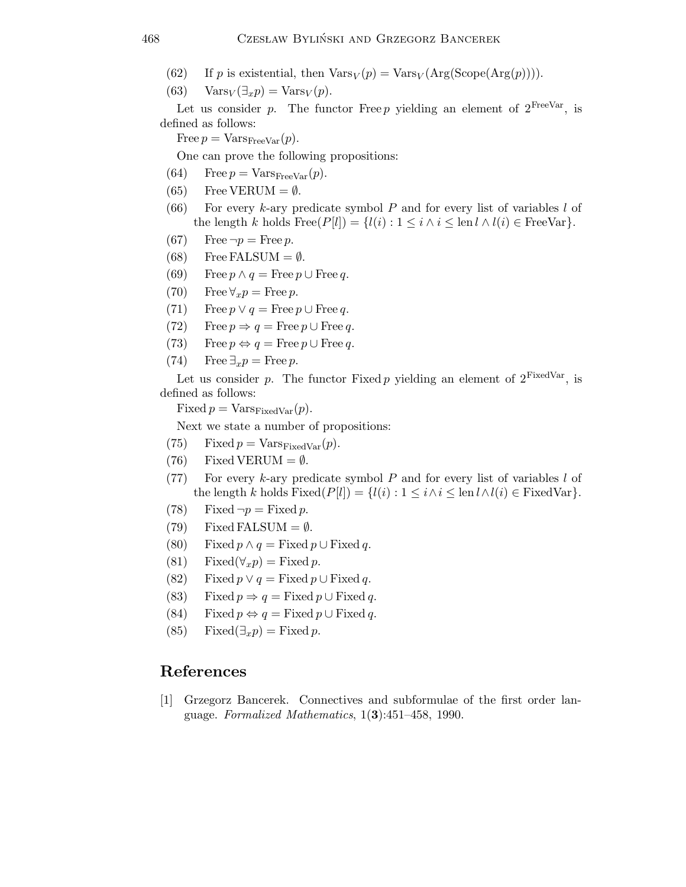(62) If $p$ is existential, then $\mathrm{Vars}_V(p) = \mathrm{Vars}_V(\mathrm{Arg}(\mathrm{Scope}(\mathrm{Arg}(p))))$.

(63) $\mathrm{Vars}_V(\exists_x p) = \mathrm{Vars}_V(p)$.

Let us consider $p$. The functor $\mathrm{Free}\, p$ yielding an element of $2^{\mathrm{FreeVar}}$, is defined as follows:

$\mathrm{Free}\, p = \mathrm{Vars}_{\mathrm{FreeVar}}(p)$.

One can prove the following propositions:

(64) $\mathrm{Free}\, p = \mathrm{Vars}_{\mathrm{FreeVar}}(p)$.

(65) $\mathrm{Free}\, \mathrm{VERUM} = \emptyset$.

(66) For every $k$-ary predicate symbol $P$ and for every list of variables $l$ of the length $k$ holds $\mathrm{Free}(P[l]) = \{l(i) : 1 \leq i \wedge i \leq \mathrm{len}\, l \wedge l(i) \in \mathrm{FreeVar}\}$.

(67) $\mathrm{Free}\, \neg p = \mathrm{Free}\, p$.

(68) $\mathrm{Free}\, \mathrm{FALSUM} = \emptyset$.

(69) $\mathrm{Free}\, p \wedge q = \mathrm{Free}\, p \cup \mathrm{Free}\, q$.

(70) $\mathrm{Free}\, \forall_x p = \mathrm{Free}\, p$.

(71) $\mathrm{Free}\, p \vee q = \mathrm{Free}\, p \cup \mathrm{Free}\, q$.

(72) $\mathrm{Free}\, p \Rightarrow q = \mathrm{Free}\, p \cup \mathrm{Free}\, q$.

(73) $\mathrm{Free}\, p \Leftrightarrow q = \mathrm{Free}\, p \cup \mathrm{Free}\, q$.

(74) $\mathrm{Free}\, \exists_x p = \mathrm{Free}\, p$.

Let us consider $p$. The functor $\mathrm{Fixed}\, p$ yielding an element of $2^{\mathrm{FixedVar}}$, is defined as follows:

$\mathrm{Fixed}\, p = \mathrm{Vars}_{\mathrm{FixedVar}}(p)$.

Next we state a number of propositions:

(75) $\mathrm{Fixed}\, p = \mathrm{Vars}_{\mathrm{FixedVar}}(p)$.

(76) $\mathrm{Fixed}\, \mathrm{VERUM} = \emptyset$.

(77) For every $k$-ary predicate symbol $P$ and for every list of variables $l$ of the length $k$ holds $\mathrm{Fixed}(P[l]) = \{l(i) : 1 \leq i \wedge i \leq \mathrm{len}\, l \wedge l(i) \in \mathrm{FixedVar}\}$.

(78) $\mathrm{Fixed}\, \neg p = \mathrm{Fixed}\, p$.

(79) $\mathrm{Fixed}\, \mathrm{FALSUM} = \emptyset$.

(80) $\mathrm{Fixed}\, p \wedge q = \mathrm{Fixed}\, p \cup \mathrm{Fixed}\, q$.

(81) $\mathrm{Fixed}(\forall_x p) = \mathrm{Fixed}\, p$.

(82) $\mathrm{Fixed}\, p \vee q = \mathrm{Fixed}\, p \cup \mathrm{Fixed}\, q$.

(83) $\mathrm{Fixed}\, p \Rightarrow q = \mathrm{Fixed}\, p \cup \mathrm{Fixed}\, q$.

(84) $\mathrm{Fixed}\, p \Leftrightarrow q = \mathrm{Fixed}\, p \cup \mathrm{Fixed}\, q$.

(85) $\mathrm{Fixed}(\exists_x p) = \mathrm{Fixed}\, p$.

## References

[1] Grzegorz Bancerek. Connectives and subformulae of the first order language. *Formalized Mathematics*, 1(**3**):451–458, 1990.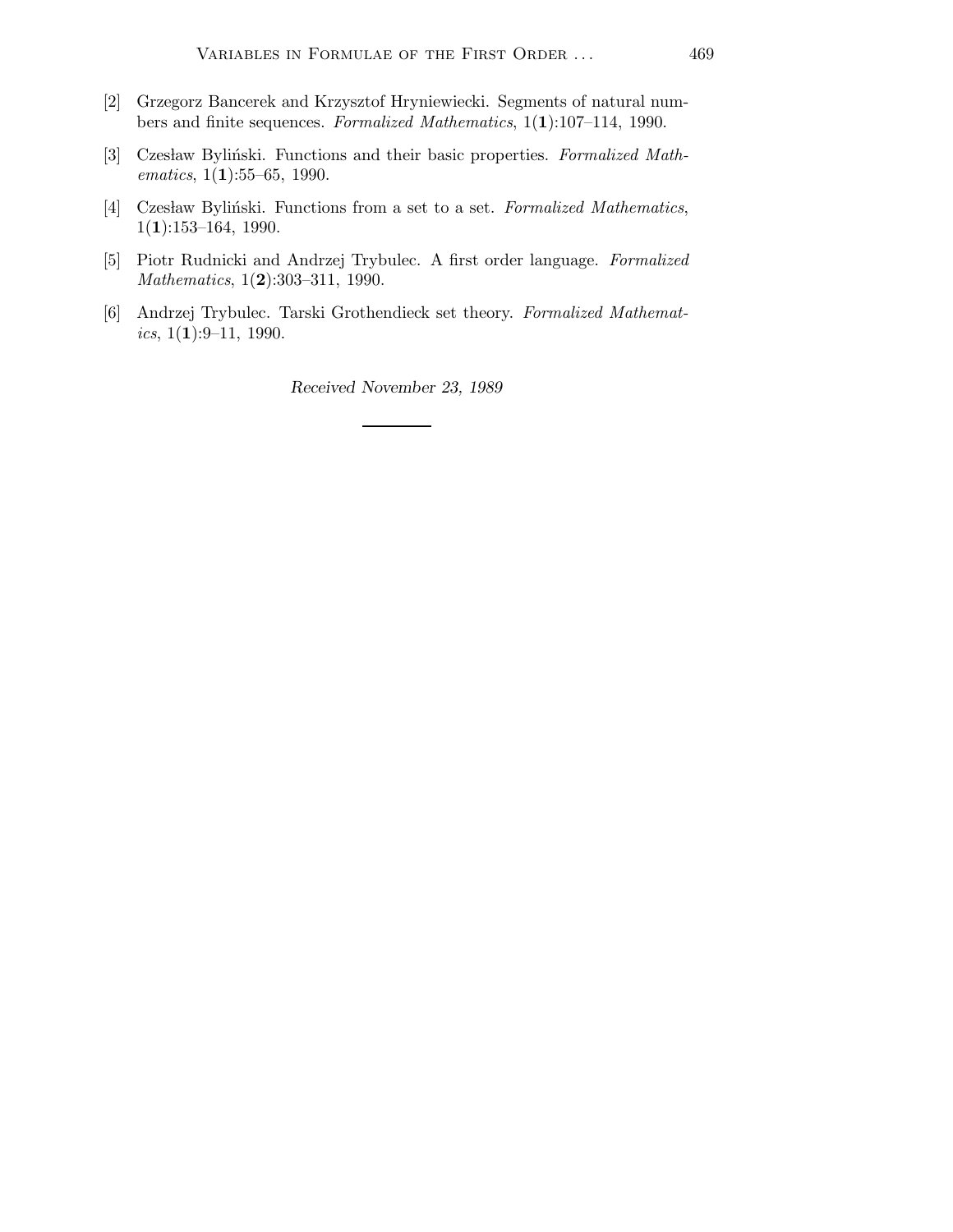[2] Grzegorz Bancerek and Krzysztof Hryniewiecki. Segments of natural numbers and finite sequences. *Formalized Mathematics*, 1(**1**):107–114, 1990.

[3] Czesław Byliński. Functions and their basic properties. *Formalized Mathematics*, 1(**1**):55–65, 1990.

[4] Czesław Byliński. Functions from a set to a set. *Formalized Mathematics*, 1(**1**):153–164, 1990.

[5] Piotr Rudnicki and Andrzej Trybulec. A first order language. *Formalized Mathematics*, 1(**2**):303–311, 1990.

[6] Andrzej Trybulec. Tarski Grothendieck set theory. *Formalized Mathematics*, 1(**1**):9–11, 1990.

*Received November 23, 1989*